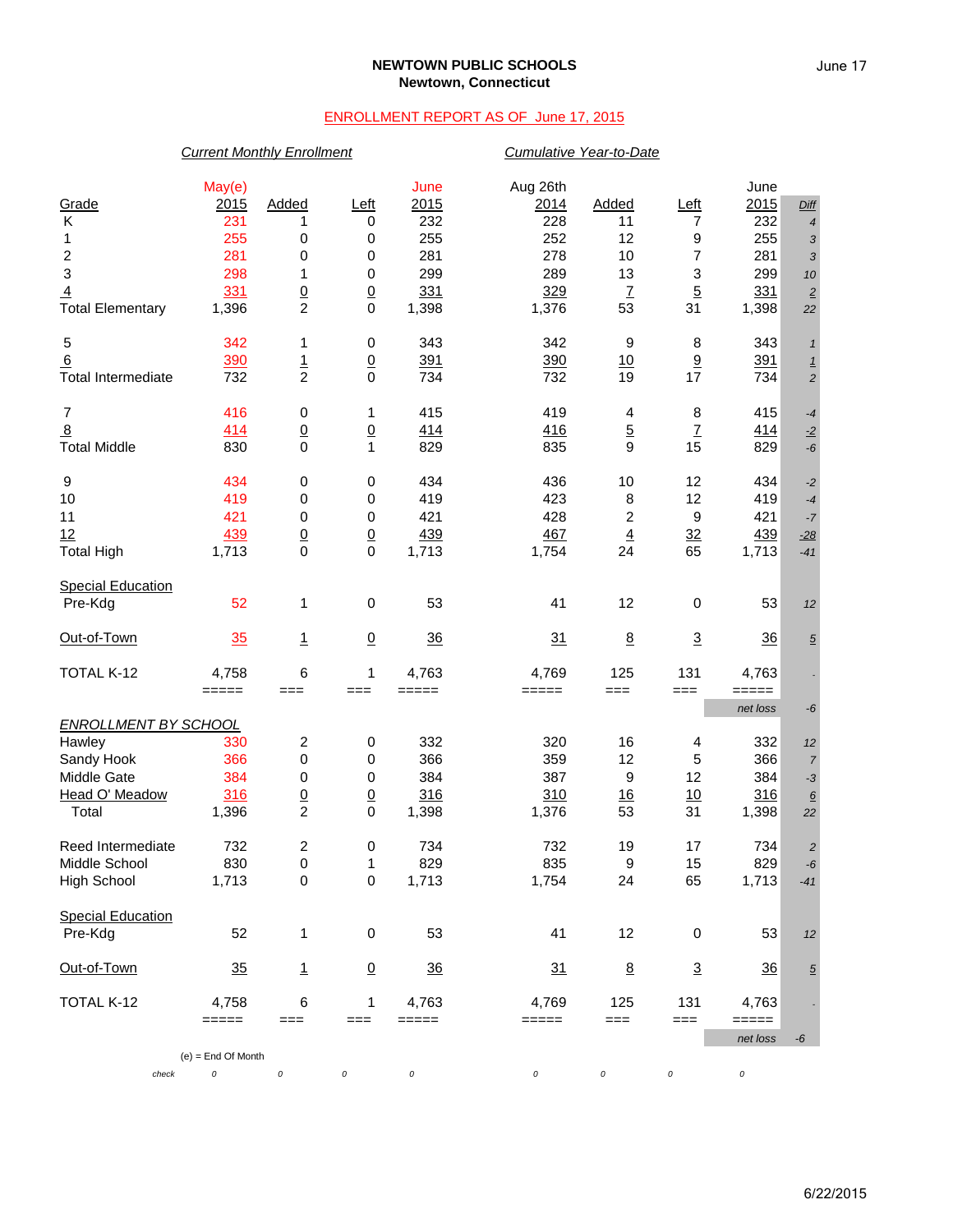**NEWTOWN PUBLIC SCHOOLS**
**Newtown, Connecticut**

ENROLLMENT REPORT AS OF June 17, 2015

| | *Current Monthly Enrollment* | | | | *Cumulative Year-to-Date* | | | | |
|---|---|---|---|---|---|---|---|---|---|
| Grade | May(e) 2015 | Added | Left | June 2015 | Aug 26th 2014 | Added | Left | June 2015 | *Diff* |
| K | 231 | 1 | 0 | 232 | 228 | 11 | 7 | 232 | *4* |
| 1 | 255 | 0 | 0 | 255 | 252 | 12 | 9 | 255 | *3* |
| 2 | 281 | 0 | 0 | 281 | 278 | 10 | 7 | 281 | *3* |
| 3 | 298 | 1 | 0 | 299 | 289 | 13 | 3 | 299 | *10* |
| 4 | 331 | 0 | 0 | 331 | 329 | 7 | 5 | 331 | *2* |
| Total Elementary | 1,396 | 2 | 0 | 1,398 | 1,376 | 53 | 31 | 1,398 | *22* |
| 5 | 342 | 1 | 0 | 343 | 342 | 9 | 8 | 343 | *1* |
| 6 | 390 | 1 | 0 | 391 | 390 | 10 | 9 | 391 | *1* |
| Total Intermediate | 732 | 2 | 0 | 734 | 732 | 19 | 17 | 734 | *2* |
| 7 | 416 | 0 | 1 | 415 | 419 | 4 | 8 | 415 | *-4* |
| 8 | 414 | 0 | 0 | 414 | 416 | 5 | 7 | 414 | *-2* |
| Total Middle | 830 | 0 | 1 | 829 | 835 | 9 | 15 | 829 | *-6* |
| 9 | 434 | 0 | 0 | 434 | 436 | 10 | 12 | 434 | *-2* |
| 10 | 419 | 0 | 0 | 419 | 423 | 8 | 12 | 419 | *-4* |
| 11 | 421 | 0 | 0 | 421 | 428 | 2 | 9 | 421 | *-7* |
| 12 | 439 | 0 | 0 | 439 | 467 | 4 | 32 | 439 | *-28* |
| Total High | 1,713 | 0 | 0 | 1,713 | 1,754 | 24 | 65 | 1,713 | *-41* |
| Special Education | | | | | | | | | |
| Pre-Kdg | 52 | 1 | 0 | 53 | 41 | 12 | 0 | 53 | *12* |
| Out-of-Town | 35 | 1 | 0 | 36 | 31 | 8 | 3 | 36 | *5* |
| TOTAL K-12 | 4,758 | 6 | 1 | 4,763 | 4,769 | 125 | 131 | 4,763 | *-* |
| | ===== | === | === | ===== | ===== | === | === | ===== | |
| | | | | | | | | *net loss* | *-6* |

| *ENROLLMENT BY SCHOOL* | May(e) 2015 | Added | Left | June 2015 | Aug 26th 2014 | Added | Left | June 2015 | *Diff* |
|---|---|---|---|---|---|---|---|---|---|
| Hawley | 330 | 2 | 0 | 332 | 320 | 16 | 4 | 332 | *12* |
| Sandy Hook | 366 | 0 | 0 | 366 | 359 | 12 | 5 | 366 | *7* |
| Middle Gate | 384 | 0 | 0 | 384 | 387 | 9 | 12 | 384 | *-3* |
| Head O' Meadow | 316 | 0 | 0 | 316 | 310 | 16 | 10 | 316 | *6* |
| Total | 1,396 | 2 | 0 | 1,398 | 1,376 | 53 | 31 | 1,398 | *22* |
| Reed Intermediate | 732 | 2 | 0 | 734 | 732 | 19 | 17 | 734 | *2* |
| Middle School | 830 | 0 | 1 | 829 | 835 | 9 | 15 | 829 | *-6* |
| High School | 1,713 | 0 | 0 | 1,713 | 1,754 | 24 | 65 | 1,713 | *-41* |
| Special Education | | | | | | | | | |
| Pre-Kdg | 52 | 1 | 0 | 53 | 41 | 12 | 0 | 53 | *12* |
| Out-of-Town | 35 | 1 | 0 | 36 | 31 | 8 | 3 | 36 | *5* |
| TOTAL K-12 | 4,758 | 6 | 1 | 4,763 | 4,769 | 125 | 131 | 4,763 | *-* |
| | ===== | === | === | ===== | ===== | === | === | ===== | |
| | | | | | | | | *net loss* | *-6* |
| *check* | *0* | *0* | *0* | *0* | *0* | *0* | *0* | *0* | |

(e) = End Of Month

6/22/2015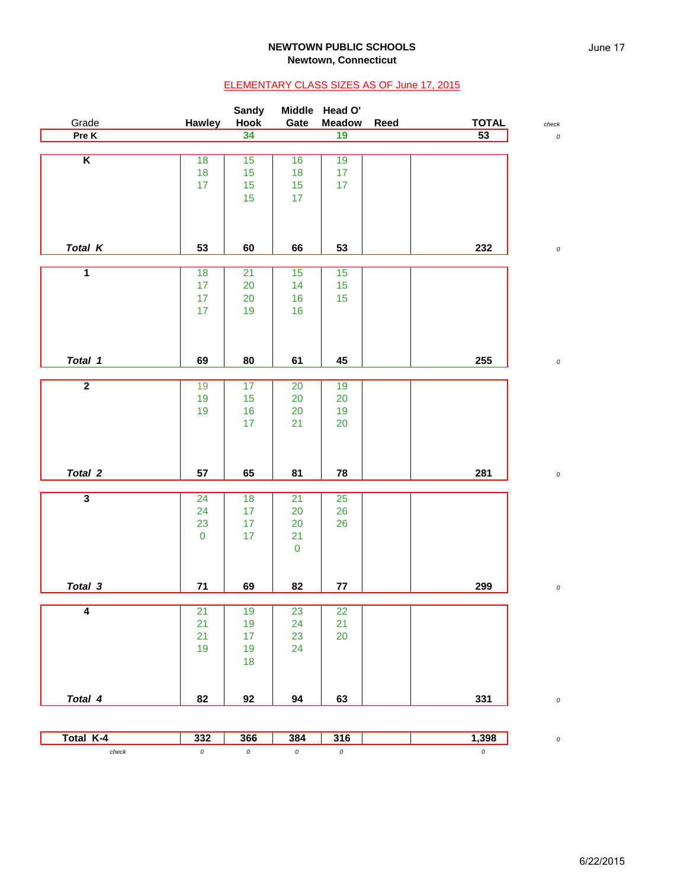**NEWTOWN PUBLIC SCHOOLS**
**Newtown, Connecticut**

June 17

ELEMENTARY CLASS SIZES AS OF June 17, 2015

| Grade | Hawley | Sandy Hook | Middle Gate | Head O' Meadow | Reed | TOTAL | check |
|---|---|---|---|---|---|---|---|
| **Pre K** | | 34 | | 19 | | 53 | 0 |
| **K** | 18 | 15 | 16 | 19 | | | |
| | 18 | 15 | 18 | 17 | | | |
| | 17 | 15 | 15 | 17 | | | |
| | | 15 | 17 | | | | |
| ***Total K*** | **53** | **60** | **66** | **53** | | **232** | 0 |
| **1** | 18 | 21 | 15 | 15 | | | |
| | 17 | 20 | 14 | 15 | | | |
| | 17 | 20 | 16 | 15 | | | |
| | 17 | 19 | 16 | | | | |
| ***Total 1*** | **69** | **80** | **61** | **45** | | **255** | 0 |
| **2** | 19 | 17 | 20 | 19 | | | |
| | 19 | 15 | 20 | 20 | | | |
| | 19 | 16 | 20 | 19 | | | |
| | | 17 | 21 | 20 | | | |
| ***Total 2*** | **57** | **65** | **81** | **78** | | **281** | 0 |
| **3** | 24 | 18 | 21 | 25 | | | |
| | 24 | 17 | 20 | 26 | | | |
| | 23 | 17 | 20 | 26 | | | |
| | 0 | 17 | 21 | | | | |
| | | | 0 | | | | |
| ***Total 3*** | **71** | **69** | **82** | **77** | | **299** | 0 |
| **4** | 21 | 19 | 23 | 22 | | | |
| | 21 | 19 | 24 | 21 | | | |
| | 21 | 17 | 23 | 20 | | | |
| | 19 | 19 | 24 | | | | |
| | | 18 | | | | | |
| ***Total 4*** | **82** | **92** | **94** | **63** | | **331** | 0 |
| **Total K-4** | **332** | **366** | **384** | **316** | | **1,398** | 0 |
| *check* | *0* | *0* | *0* | *0* | | *0* | |

6/22/2015